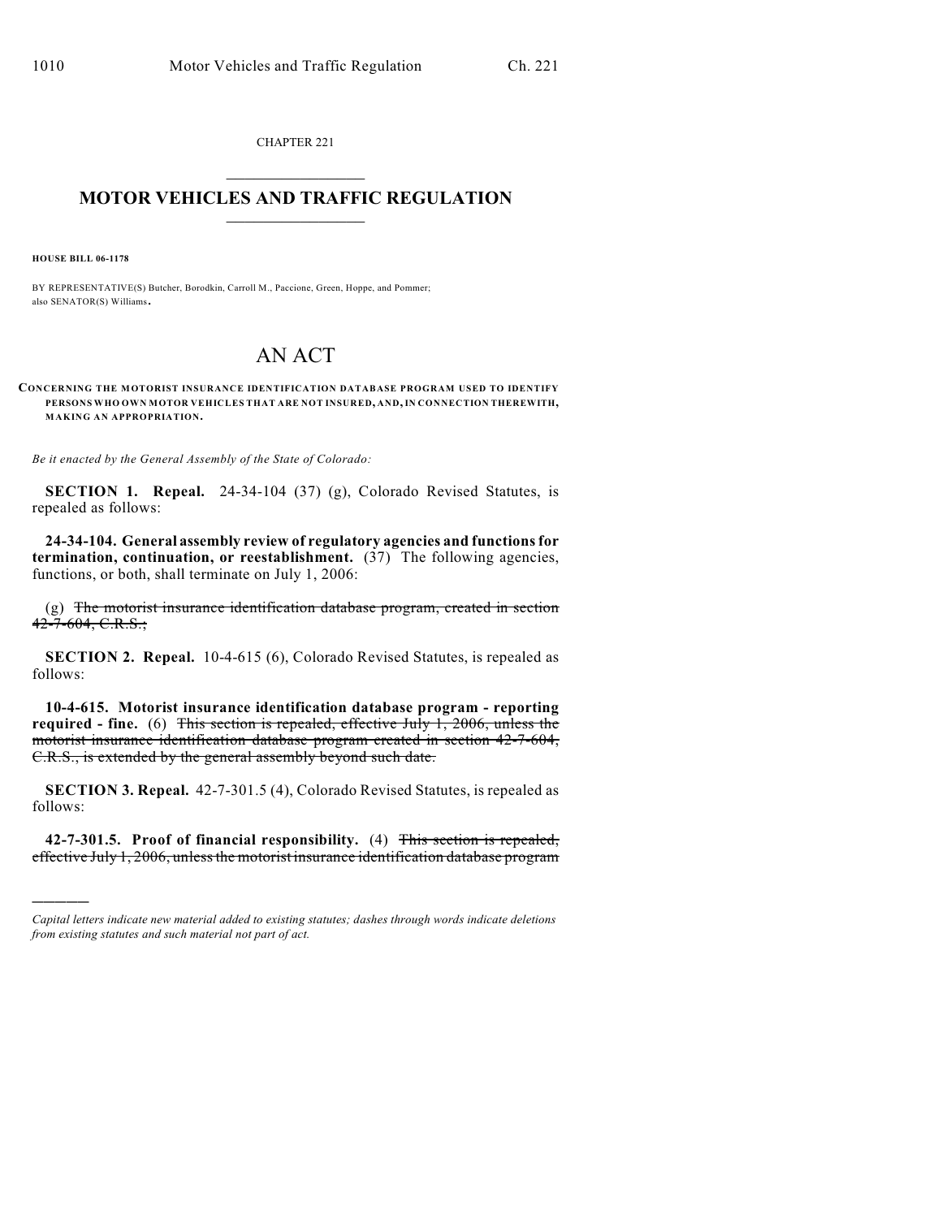CHAPTER 221

# MOTOR VEHICLES AND TRAFFIC REGULATION

**HOUSE BILL 06-1178**

BY REPRESENTATIVE(S) Butcher, Borodkin, Carroll M., Paccione, Green, Hoppe, and Pommer; also SENATOR(S) Williams.

# AN ACT

**CONCERNING THE MOTORIST INSURANCE IDENTIFICATION DATABASE PROGRAM USED TO IDENTIFY PERSONS WHO OWN MOTOR VEHICLES THAT ARE NOT INSURED, AND, IN CONNECTION THEREWITH, MAKING AN APPROPRIATION.**

*Be it enacted by the General Assembly of the State of Colorado:*

**SECTION 1. Repeal.** 24-34-104 (37) (g), Colorado Revised Statutes, is repealed as follows:

**24-34-104. General assembly review of regulatory agencies and functions for termination, continuation, or reestablishment.** (37) The following agencies, functions, or both, shall terminate on July 1, 2006:

(g) ~~The motorist insurance identification database program, created in section 42-7-604, C.R.S.;~~

**SECTION 2. Repeal.** 10-4-615 (6), Colorado Revised Statutes, is repealed as follows:

**10-4-615. Motorist insurance identification database program - reporting required - fine.** (6) ~~This section is repealed, effective July 1, 2006, unless the motorist insurance identification database program created in section 42-7-604, C.R.S., is extended by the general assembly beyond such date.~~

**SECTION 3. Repeal.** 42-7-301.5 (4), Colorado Revised Statutes, is repealed as follows:

**42-7-301.5. Proof of financial responsibility.** (4) ~~This section is repealed, effective July 1, 2006, unless the motorist insurance identification database program~~

---

*Capital letters indicate new material added to existing statutes; dashes through words indicate deletions from existing statutes and such material not part of act.*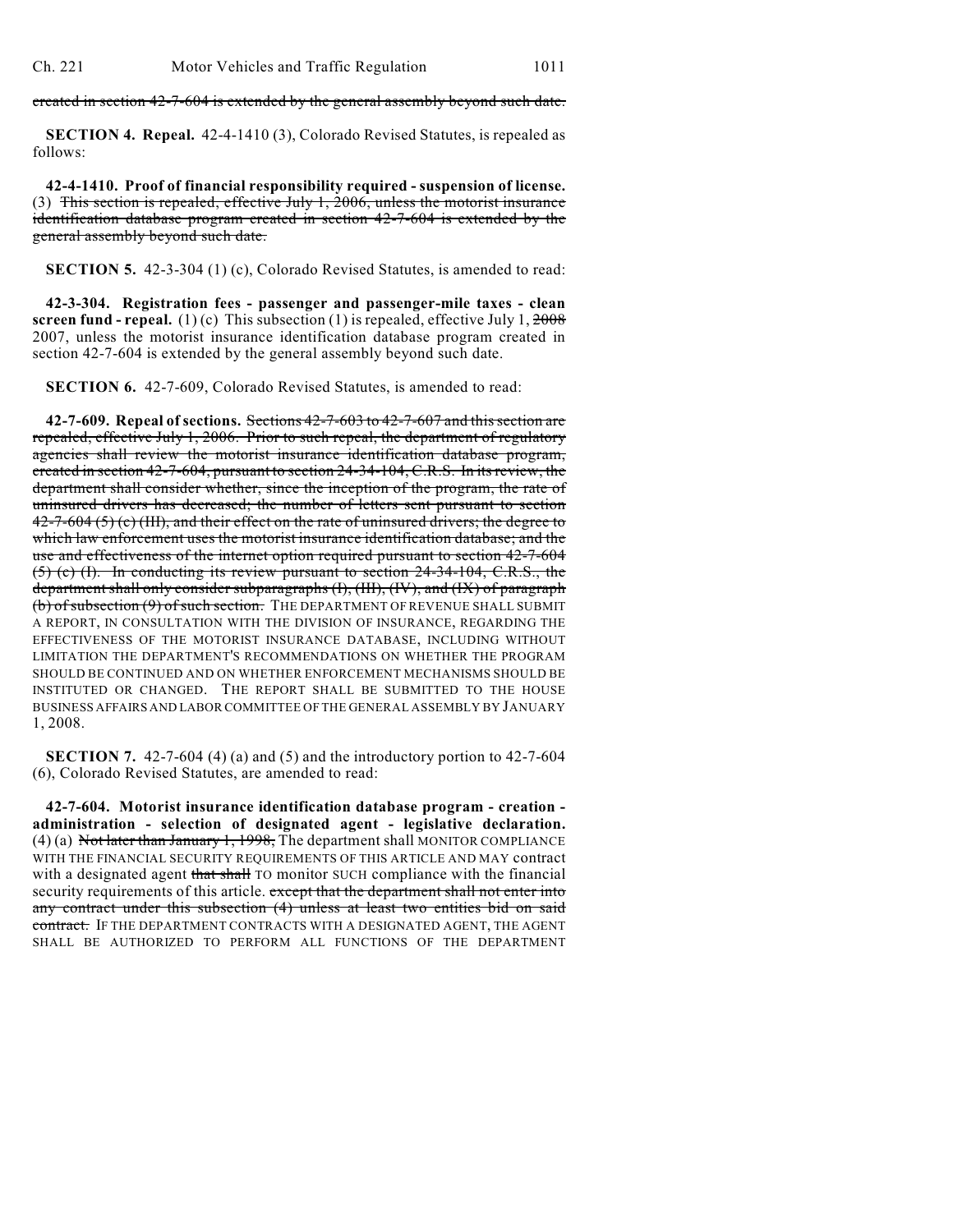created in section 42-7-604 is extended by the general assembly beyond such date.

**SECTION 4. Repeal.** 42-4-1410 (3), Colorado Revised Statutes, is repealed as follows:

**42-4-1410. Proof of financial responsibility required - suspension of license.** (3) ~~This section is repealed, effective July 1, 2006, unless the motorist insurance identification database program created in section 42-7-604 is extended by the general assembly beyond such date.~~

**SECTION 5.** 42-3-304 (1) (c), Colorado Revised Statutes, is amended to read:

**42-3-304. Registration fees - passenger and passenger-mile taxes - clean screen fund - repeal.** (1) (c) This subsection (1) is repealed, effective July 1, ~~2008~~ 2007, unless the motorist insurance identification database program created in section 42-7-604 is extended by the general assembly beyond such date.

**SECTION 6.** 42-7-609, Colorado Revised Statutes, is amended to read:

**42-7-609. Repeal of sections.** ~~Sections 42-7-603 to 42-7-607 and this section are repealed, effective July 1, 2006. Prior to such repeal, the department of regulatory agencies shall review the motorist insurance identification database program, created in section 42-7-604, pursuant to section 24-34-104, C.R.S. In its review, the department shall consider whether, since the inception of the program, the rate of uninsured drivers has decreased; the number of letters sent pursuant to section 42-7-604 (5) (c) (III), and their effect on the rate of uninsured drivers; the degree to which law enforcement uses the motorist insurance identification database; and the use and effectiveness of the internet option required pursuant to section 42-7-604 (5) (c) (I). In conducting its review pursuant to section 24-34-104, C.R.S., the department shall only consider subparagraphs (I), (III), (IV), and (IX) of paragraph (b) of subsection (9) of such section.~~ THE DEPARTMENT OF REVENUE SHALL SUBMIT A REPORT, IN CONSULTATION WITH THE DIVISION OF INSURANCE, REGARDING THE EFFECTIVENESS OF THE MOTORIST INSURANCE DATABASE, INCLUDING WITHOUT LIMITATION THE DEPARTMENT'S RECOMMENDATIONS ON WHETHER THE PROGRAM SHOULD BE CONTINUED AND ON WHETHER ENFORCEMENT MECHANISMS SHOULD BE INSTITUTED OR CHANGED. THE REPORT SHALL BE SUBMITTED TO THE HOUSE BUSINESS AFFAIRS AND LABOR COMMITTEE OF THE GENERAL ASSEMBLY BY JANUARY 1, 2008.

**SECTION 7.** 42-7-604 (4) (a) and (5) and the introductory portion to 42-7-604 (6), Colorado Revised Statutes, are amended to read:

**42-7-604. Motorist insurance identification database program - creation - administration - selection of designated agent - legislative declaration.** (4) (a) ~~Not later than January 1, 1998,~~ The department shall MONITOR COMPLIANCE WITH THE FINANCIAL SECURITY REQUIREMENTS OF THIS ARTICLE AND MAY contract with a designated agent ~~that shall~~ TO monitor SUCH compliance with the financial security requirements of this article. ~~except that the department shall not enter into any contract under this subsection (4) unless at least two entities bid on said contract.~~ IF THE DEPARTMENT CONTRACTS WITH A DESIGNATED AGENT, THE AGENT SHALL BE AUTHORIZED TO PERFORM ALL FUNCTIONS OF THE DEPARTMENT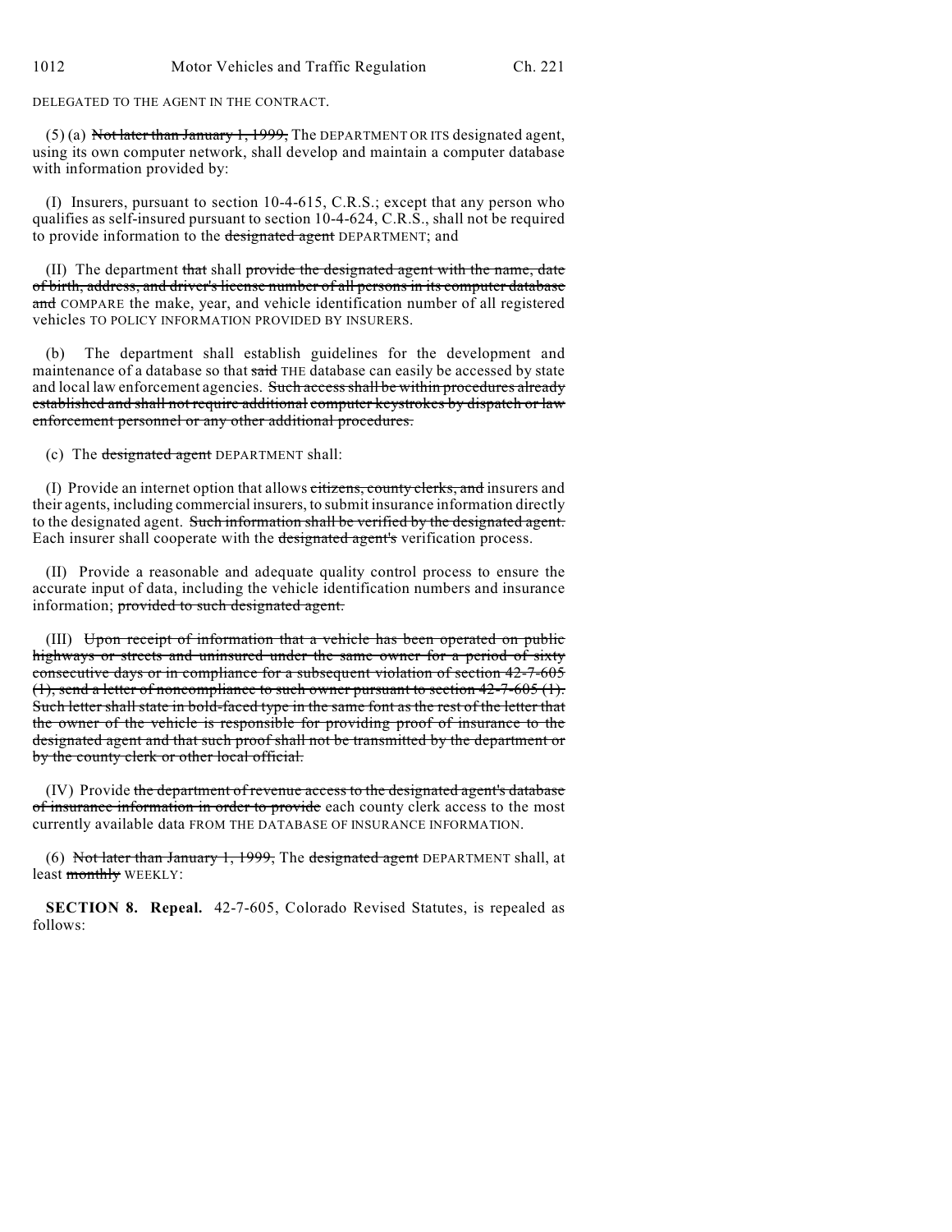DELEGATED TO THE AGENT IN THE CONTRACT.

(5) (a) ~~Not later than January 1, 1999,~~ The DEPARTMENT OR ITS designated agent, using its own computer network, shall develop and maintain a computer database with information provided by:

(I) Insurers, pursuant to section 10-4-615, C.R.S.; except that any person who qualifies as self-insured pursuant to section 10-4-624, C.R.S., shall not be required to provide information to the ~~designated agent~~ DEPARTMENT; and

(II) The department ~~that~~ shall ~~provide the designated agent with the name, date of birth, address, and driver's license number of all persons in its computer database and~~ COMPARE the make, year, and vehicle identification number of all registered vehicles TO POLICY INFORMATION PROVIDED BY INSURERS.

(b) The department shall establish guidelines for the development and maintenance of a database so that ~~said~~ THE database can easily be accessed by state and local law enforcement agencies. ~~Such access shall be within procedures already established and shall not require additional computer keystrokes by dispatch or law enforcement personnel or any other additional procedures.~~

(c) The ~~designated agent~~ DEPARTMENT shall:

(I) Provide an internet option that allows ~~citizens, county clerks, and~~ insurers and their agents, including commercial insurers, to submit insurance information directly to the designated agent. ~~Such information shall be verified by the designated agent.~~ Each insurer shall cooperate with the ~~designated agent's~~ verification process.

(II) Provide a reasonable and adequate quality control process to ensure the accurate input of data, including the vehicle identification numbers and insurance information; ~~provided to such designated agent.~~

(III) ~~Upon receipt of information that a vehicle has been operated on public highways or streets and uninsured under the same owner for a period of sixty consecutive days or in compliance for a subsequent violation of section 42-7-605 (1), send a letter of noncompliance to such owner pursuant to section 42-7-605 (1). Such letter shall state in bold-faced type in the same font as the rest of the letter that the owner of the vehicle is responsible for providing proof of insurance to the designated agent and that such proof shall not be transmitted by the department or by the county clerk or other local official.~~

(IV) Provide ~~the department of revenue access to the designated agent's database of insurance information in order to provide~~ each county clerk access to the most currently available data FROM THE DATABASE OF INSURANCE INFORMATION.

(6) ~~Not later than January 1, 1999,~~ The ~~designated agent~~ DEPARTMENT shall, at least ~~monthly~~ WEEKLY:

**SECTION 8. Repeal.** 42-7-605, Colorado Revised Statutes, is repealed as follows: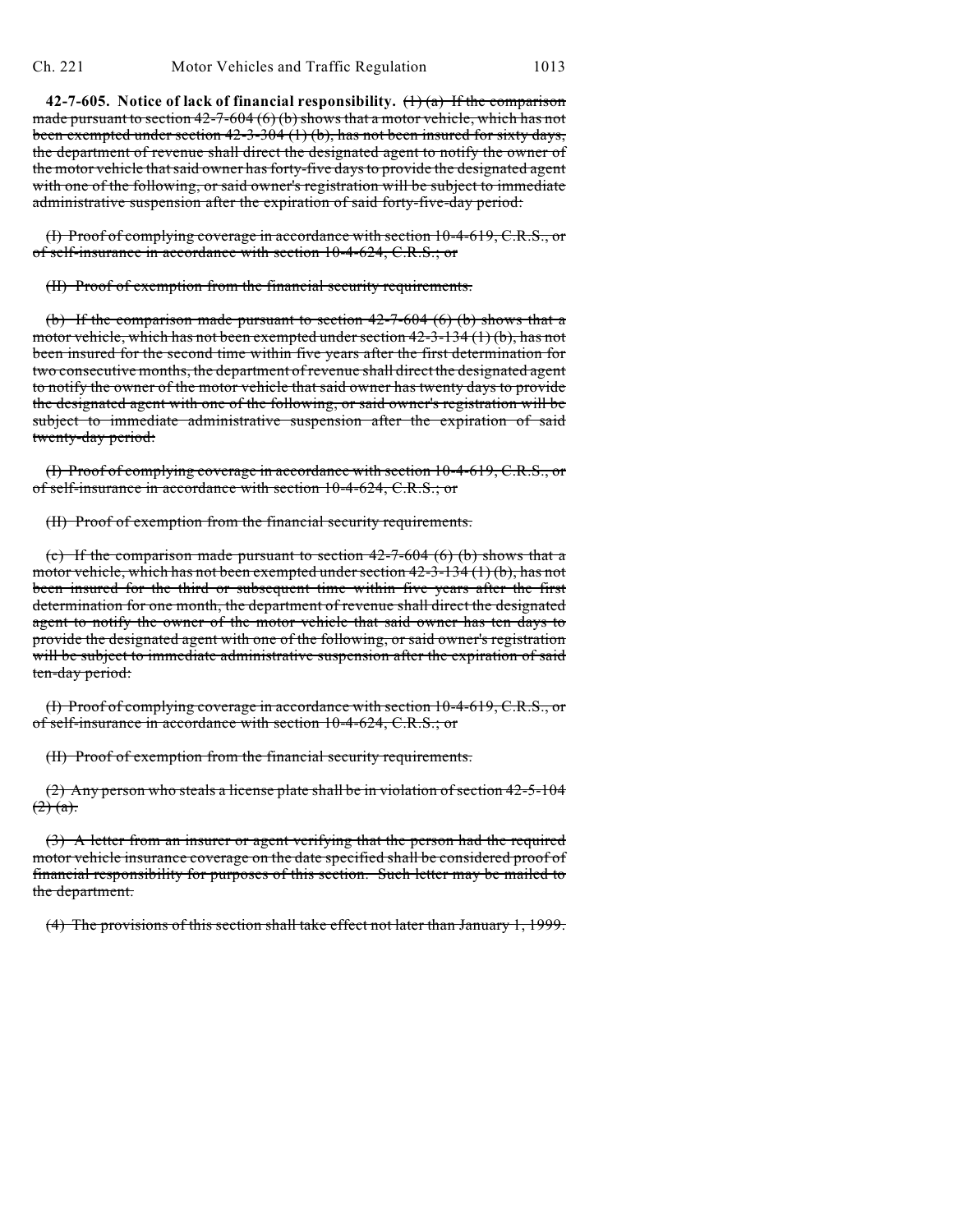**42-7-605. Notice of lack of financial responsibility.** ~~(1) (a) If the comparison made pursuant to section 42-7-604 (6) (b) shows that a motor vehicle, which has not been exempted under section 42-3-304 (1) (b), has not been insured for sixty days, the department of revenue shall direct the designated agent to notify the owner of the motor vehicle that said owner has forty-five days to provide the designated agent with one of the following, or said owner's registration will be subject to immediate administrative suspension after the expiration of said forty-five-day period:~~

~~(I) Proof of complying coverage in accordance with section 10-4-619, C.R.S., or of self-insurance in accordance with section 10-4-624, C.R.S.; or~~

~~(II) Proof of exemption from the financial security requirements.~~

~~(b) If the comparison made pursuant to section 42-7-604 (6) (b) shows that a motor vehicle, which has not been exempted under section 42-3-134 (1) (b), has not been insured for the second time within five years after the first determination for two consecutive months, the department of revenue shall direct the designated agent to notify the owner of the motor vehicle that said owner has twenty days to provide the designated agent with one of the following, or said owner's registration will be subject to immediate administrative suspension after the expiration of said twenty-day period:~~

~~(I) Proof of complying coverage in accordance with section 10-4-619, C.R.S., or of self-insurance in accordance with section 10-4-624, C.R.S.; or~~

~~(II) Proof of exemption from the financial security requirements.~~

~~(c) If the comparison made pursuant to section 42-7-604 (6) (b) shows that a motor vehicle, which has not been exempted under section 42-3-134 (1) (b), has not been insured for the third or subsequent time within five years after the first determination for one month, the department of revenue shall direct the designated agent to notify the owner of the motor vehicle that said owner has ten days to provide the designated agent with one of the following, or said owner's registration will be subject to immediate administrative suspension after the expiration of said ten-day period:~~

~~(I) Proof of complying coverage in accordance with section 10-4-619, C.R.S., or of self-insurance in accordance with section 10-4-624, C.R.S.; or~~

~~(II) Proof of exemption from the financial security requirements.~~

~~(2) Any person who steals a license plate shall be in violation of section 42-5-104 (2) (a).~~

~~(3) A letter from an insurer or agent verifying that the person had the required motor vehicle insurance coverage on the date specified shall be considered proof of financial responsibility for purposes of this section. Such letter may be mailed to the department.~~

~~(4) The provisions of this section shall take effect not later than January 1, 1999.~~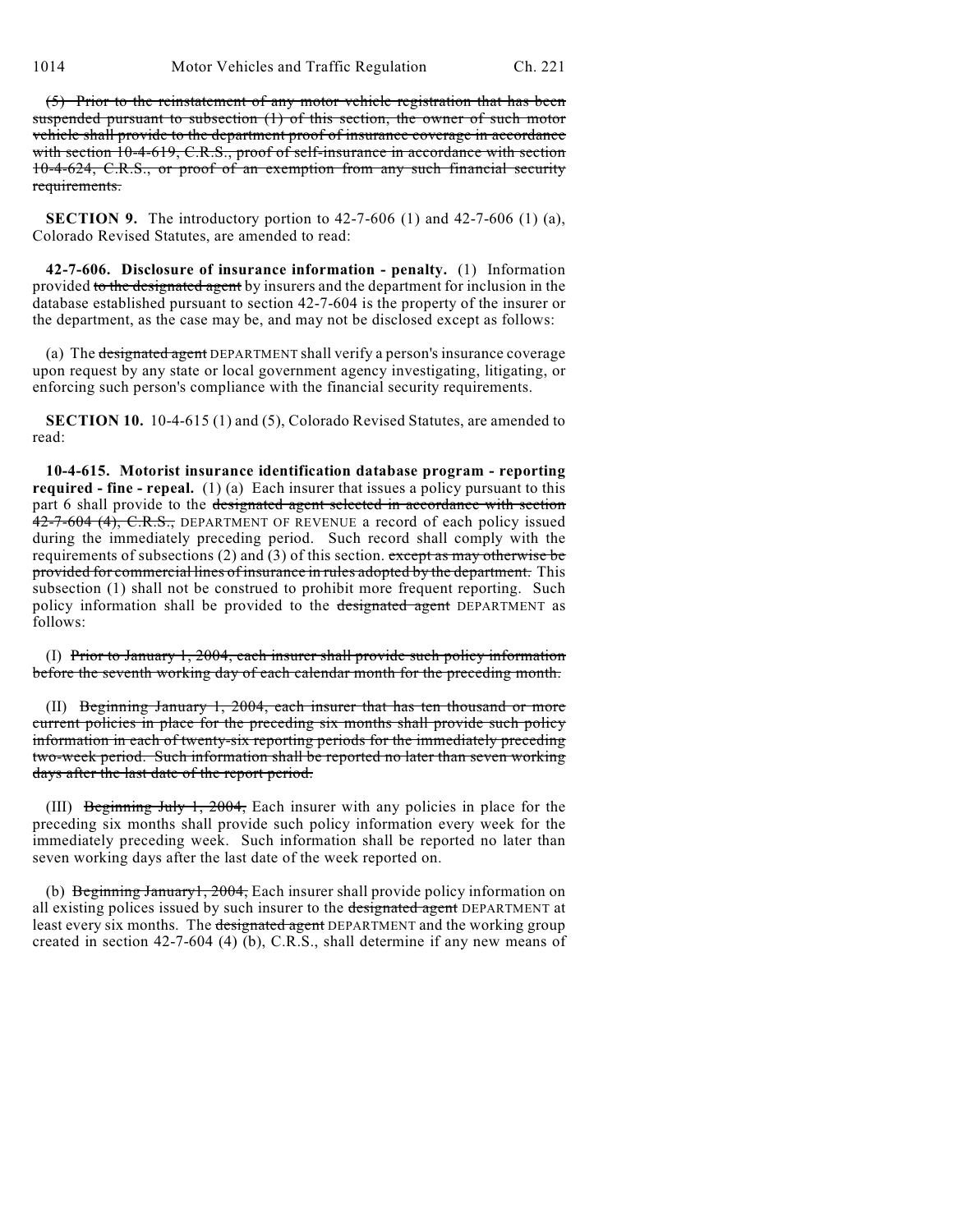~~(5) Prior to the reinstatement of any motor vehicle registration that has been suspended pursuant to subsection (1) of this section, the owner of such motor vehicle shall provide to the department proof of insurance coverage in accordance with section 10-4-619, C.R.S., proof of self-insurance in accordance with section 10-4-624, C.R.S., or proof of an exemption from any such financial security requirements.~~

**SECTION 9.** The introductory portion to 42-7-606 (1) and 42-7-606 (1) (a), Colorado Revised Statutes, are amended to read:

**42-7-606. Disclosure of insurance information - penalty.** (1) Information provided ~~to the designated agent~~ by insurers and the department for inclusion in the database established pursuant to section 42-7-604 is the property of the insurer or the department, as the case may be, and may not be disclosed except as follows:

(a) The ~~designated agent~~ DEPARTMENT shall verify a person's insurance coverage upon request by any state or local government agency investigating, litigating, or enforcing such person's compliance with the financial security requirements.

**SECTION 10.** 10-4-615 (1) and (5), Colorado Revised Statutes, are amended to read:

**10-4-615. Motorist insurance identification database program - reporting required - fine - repeal.** (1) (a) Each insurer that issues a policy pursuant to this part 6 shall provide to the ~~designated agent selected in accordance with section 42-7-604 (4), C.R.S.,~~ DEPARTMENT OF REVENUE a record of each policy issued during the immediately preceding period. Such record shall comply with the requirements of subsections (2) and (3) of this section. ~~except as may otherwise be provided for commercial lines of insurance in rules adopted by the department.~~ This subsection (1) shall not be construed to prohibit more frequent reporting. Such policy information shall be provided to the ~~designated agent~~ DEPARTMENT as follows:

(I) ~~Prior to January 1, 2004, each insurer shall provide such policy information before the seventh working day of each calendar month for the preceding month.~~

(II) ~~Beginning January 1, 2004, each insurer that has ten thousand or more current policies in place for the preceding six months shall provide such policy information in each of twenty-six reporting periods for the immediately preceding two-week period. Such information shall be reported no later than seven working days after the last date of the report period.~~

(III) ~~Beginning July 1, 2004,~~ Each insurer with any policies in place for the preceding six months shall provide such policy information every week for the immediately preceding week. Such information shall be reported no later than seven working days after the last date of the week reported on.

(b) ~~Beginning January1, 2004,~~ Each insurer shall provide policy information on all existing polices issued by such insurer to the ~~designated agent~~ DEPARTMENT at least every six months. The ~~designated agent~~ DEPARTMENT and the working group created in section 42-7-604 (4) (b), C.R.S., shall determine if any new means of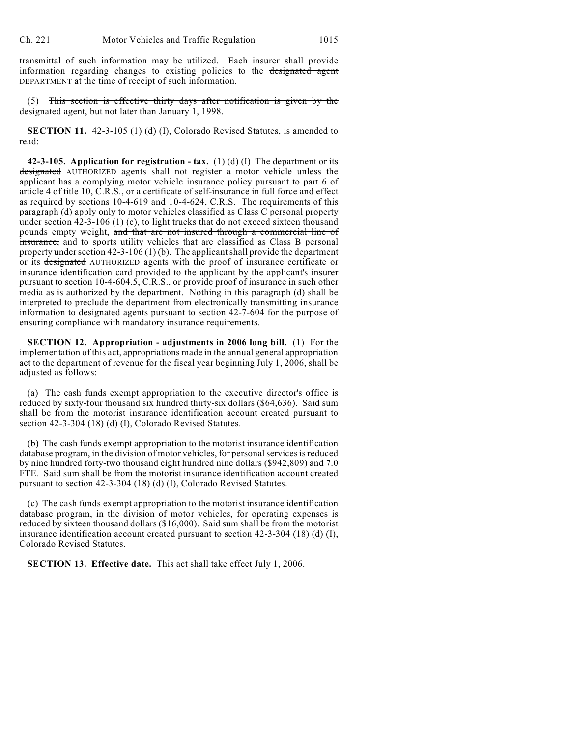transmittal of such information may be utilized. Each insurer shall provide information regarding changes to existing policies to the ~~designated agent~~ DEPARTMENT at the time of receipt of such information.

(5) ~~This section is effective thirty days after notification is given by the designated agent, but not later than January 1, 1998.~~

**SECTION 11.** 42-3-105 (1) (d) (I), Colorado Revised Statutes, is amended to read:

**42-3-105. Application for registration - tax.** (1) (d) (I) The department or its ~~designated~~ AUTHORIZED agents shall not register a motor vehicle unless the applicant has a complying motor vehicle insurance policy pursuant to part 6 of article 4 of title 10, C.R.S., or a certificate of self-insurance in full force and effect as required by sections 10-4-619 and 10-4-624, C.R.S. The requirements of this paragraph (d) apply only to motor vehicles classified as Class C personal property under section 42-3-106 (1) (c), to light trucks that do not exceed sixteen thousand pounds empty weight, ~~and that are not insured through a commercial line of insurance,~~ and to sports utility vehicles that are classified as Class B personal property under section 42-3-106 (1) (b). The applicant shall provide the department or its ~~designated~~ AUTHORIZED agents with the proof of insurance certificate or insurance identification card provided to the applicant by the applicant's insurer pursuant to section 10-4-604.5, C.R.S., or provide proof of insurance in such other media as is authorized by the department. Nothing in this paragraph (d) shall be interpreted to preclude the department from electronically transmitting insurance information to designated agents pursuant to section 42-7-604 for the purpose of ensuring compliance with mandatory insurance requirements.

**SECTION 12. Appropriation - adjustments in 2006 long bill.** (1) For the implementation of this act, appropriations made in the annual general appropriation act to the department of revenue for the fiscal year beginning July 1, 2006, shall be adjusted as follows:

(a) The cash funds exempt appropriation to the executive director's office is reduced by sixty-four thousand six hundred thirty-six dollars ($64,636). Said sum shall be from the motorist insurance identification account created pursuant to section 42-3-304 (18) (d) (I), Colorado Revised Statutes.

(b) The cash funds exempt appropriation to the motorist insurance identification database program, in the division of motor vehicles, for personal services is reduced by nine hundred forty-two thousand eight hundred nine dollars ($942,809) and 7.0 FTE. Said sum shall be from the motorist insurance identification account created pursuant to section 42-3-304 (18) (d) (I), Colorado Revised Statutes.

(c) The cash funds exempt appropriation to the motorist insurance identification database program, in the division of motor vehicles, for operating expenses is reduced by sixteen thousand dollars ($16,000). Said sum shall be from the motorist insurance identification account created pursuant to section 42-3-304 (18) (d) (I), Colorado Revised Statutes.

**SECTION 13. Effective date.** This act shall take effect July 1, 2006.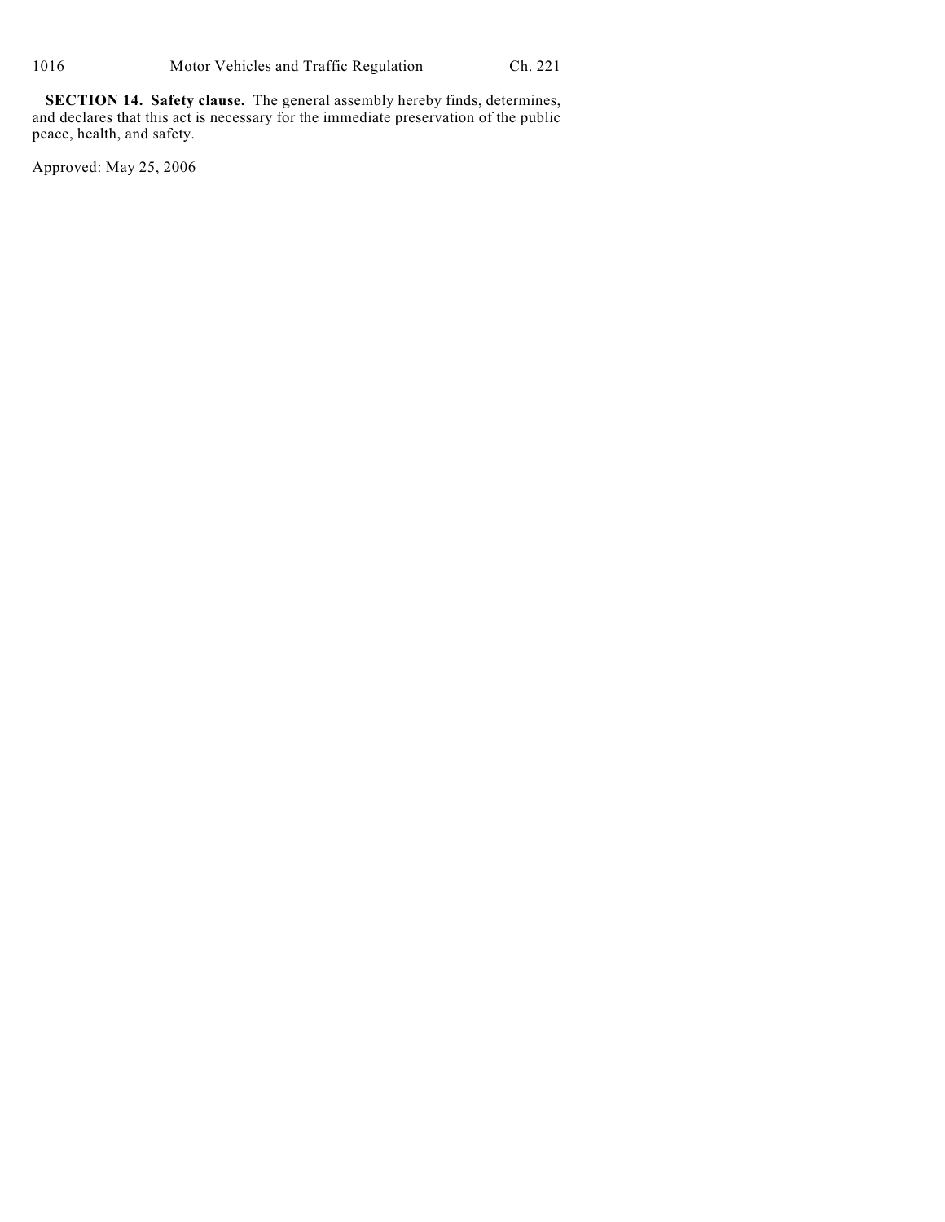**SECTION 14. Safety clause.** The general assembly hereby finds, determines, and declares that this act is necessary for the immediate preservation of the public peace, health, and safety.

Approved: May 25, 2006